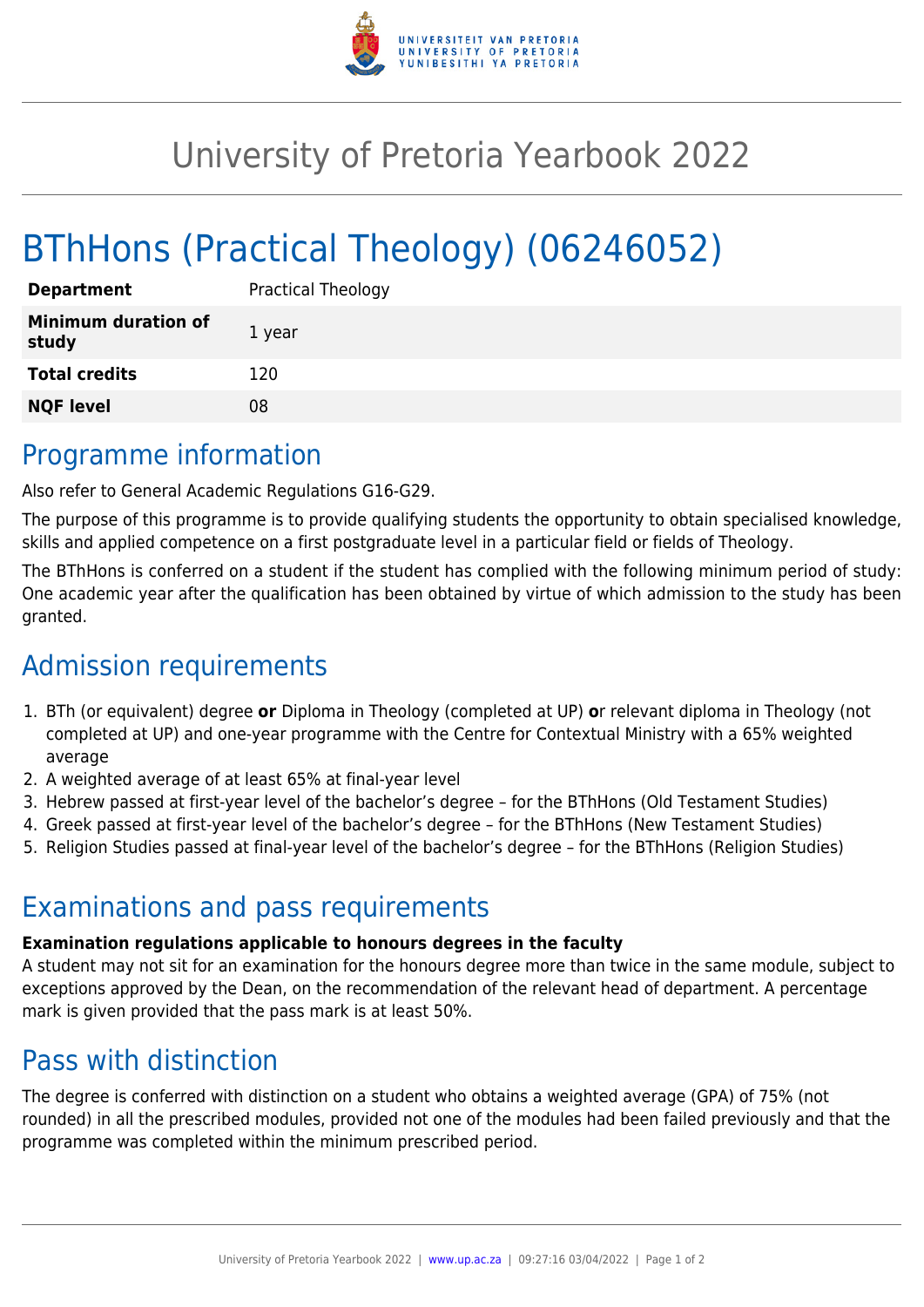# University of Pretoria Yearbook 2022

# BThHons (Practical Theology) (06246052)

| | |
|---|---|
| **Department** | Practical Theology |
| **Minimum duration of study** | 1 year |
| **Total credits** | 120 |
| **NQF level** | 08 |

## Programme information

Also refer to General Academic Regulations G16-G29.

The purpose of this programme is to provide qualifying students the opportunity to obtain specialised knowledge, skills and applied competence on a first postgraduate level in a particular field or fields of Theology.

The BThHons is conferred on a student if the student has complied with the following minimum period of study: One academic year after the qualification has been obtained by virtue of which admission to the study has been granted.

## Admission requirements

1. BTh (or equivalent) degree **or** Diploma in Theology (completed at UP) **o**r relevant diploma in Theology (not completed at UP) and one-year programme with the Centre for Contextual Ministry with a 65% weighted average
2. A weighted average of at least 65% at final-year level
3. Hebrew passed at first-year level of the bachelor's degree – for the BThHons (Old Testament Studies)
4. Greek passed at first-year level of the bachelor's degree – for the BThHons (New Testament Studies)
5. Religion Studies passed at final-year level of the bachelor's degree – for the BThHons (Religion Studies)

## Examinations and pass requirements

**Examination regulations applicable to honours degrees in the faculty**
A student may not sit for an examination for the honours degree more than twice in the same module, subject to exceptions approved by the Dean, on the recommendation of the relevant head of department. A percentage mark is given provided that the pass mark is at least 50%.

## Pass with distinction

The degree is conferred with distinction on a student who obtains a weighted average (GPA) of 75% (not rounded) in all the prescribed modules, provided not one of the modules had been failed previously and that the programme was completed within the minimum prescribed period.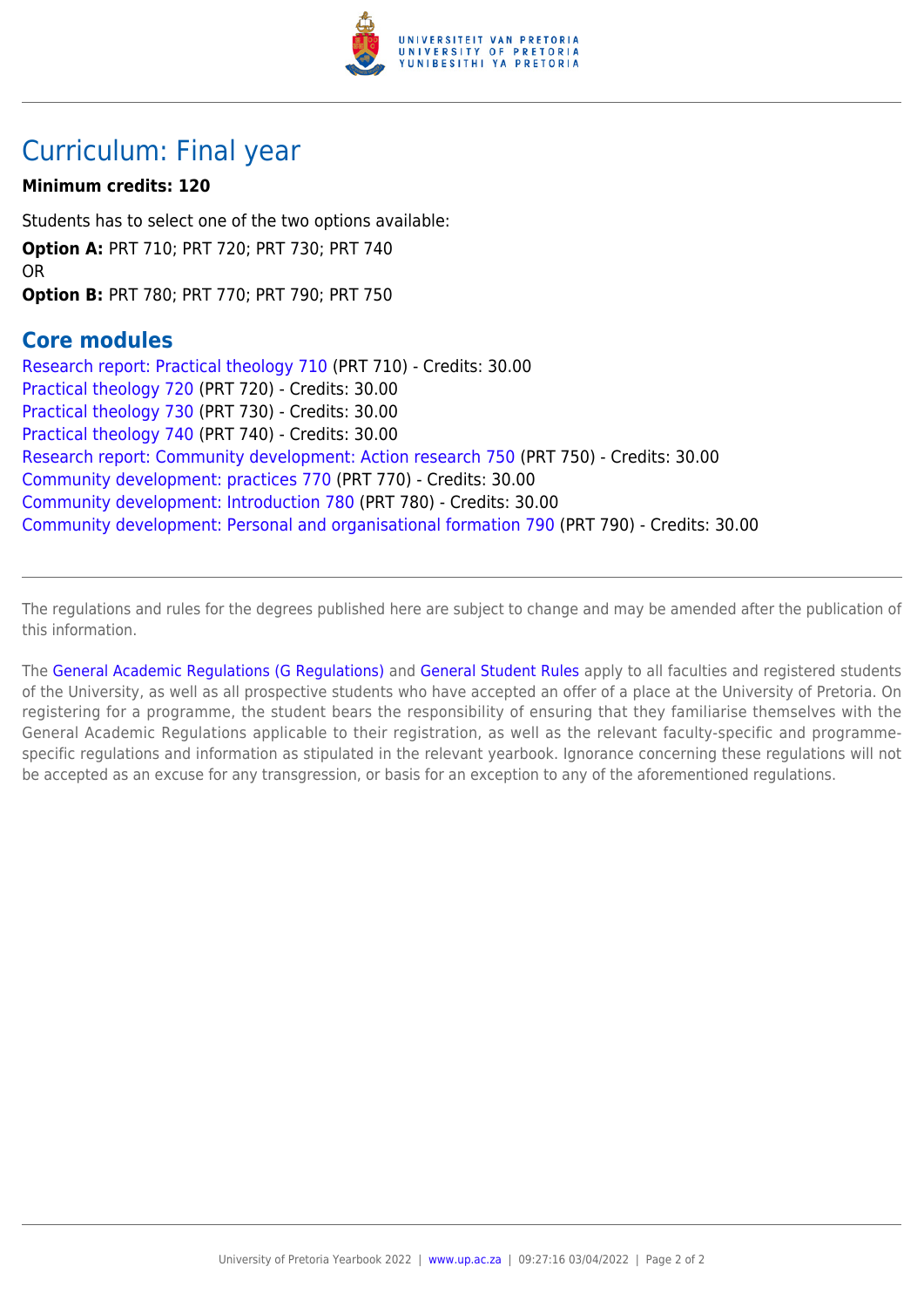# Curriculum: Final year

**Minimum credits: 120**

Students has to select one of the two options available:

**Option A:** PRT 710; PRT 720; PRT 730; PRT 740

OR

**Option B:** PRT 780; PRT 770; PRT 790; PRT 750

## Core modules

Research report: Practical theology 710 (PRT 710) - Credits: 30.00
Practical theology 720 (PRT 720) - Credits: 30.00
Practical theology 730 (PRT 730) - Credits: 30.00
Practical theology 740 (PRT 740) - Credits: 30.00
Research report: Community development: Action research 750 (PRT 750) - Credits: 30.00
Community development: practices 770 (PRT 770) - Credits: 30.00
Community development: Introduction 780 (PRT 780) - Credits: 30.00
Community development: Personal and organisational formation 790 (PRT 790) - Credits: 30.00

---

The regulations and rules for the degrees published here are subject to change and may be amended after the publication of this information.

The General Academic Regulations (G Regulations) and General Student Rules apply to all faculties and registered students of the University, as well as all prospective students who have accepted an offer of a place at the University of Pretoria. On registering for a programme, the student bears the responsibility of ensuring that they familiarise themselves with the General Academic Regulations applicable to their registration, as well as the relevant faculty-specific and programme-specific regulations and information as stipulated in the relevant yearbook. Ignorance concerning these regulations will not be accepted as an excuse for any transgression, or basis for an exception to any of the aforementioned regulations.